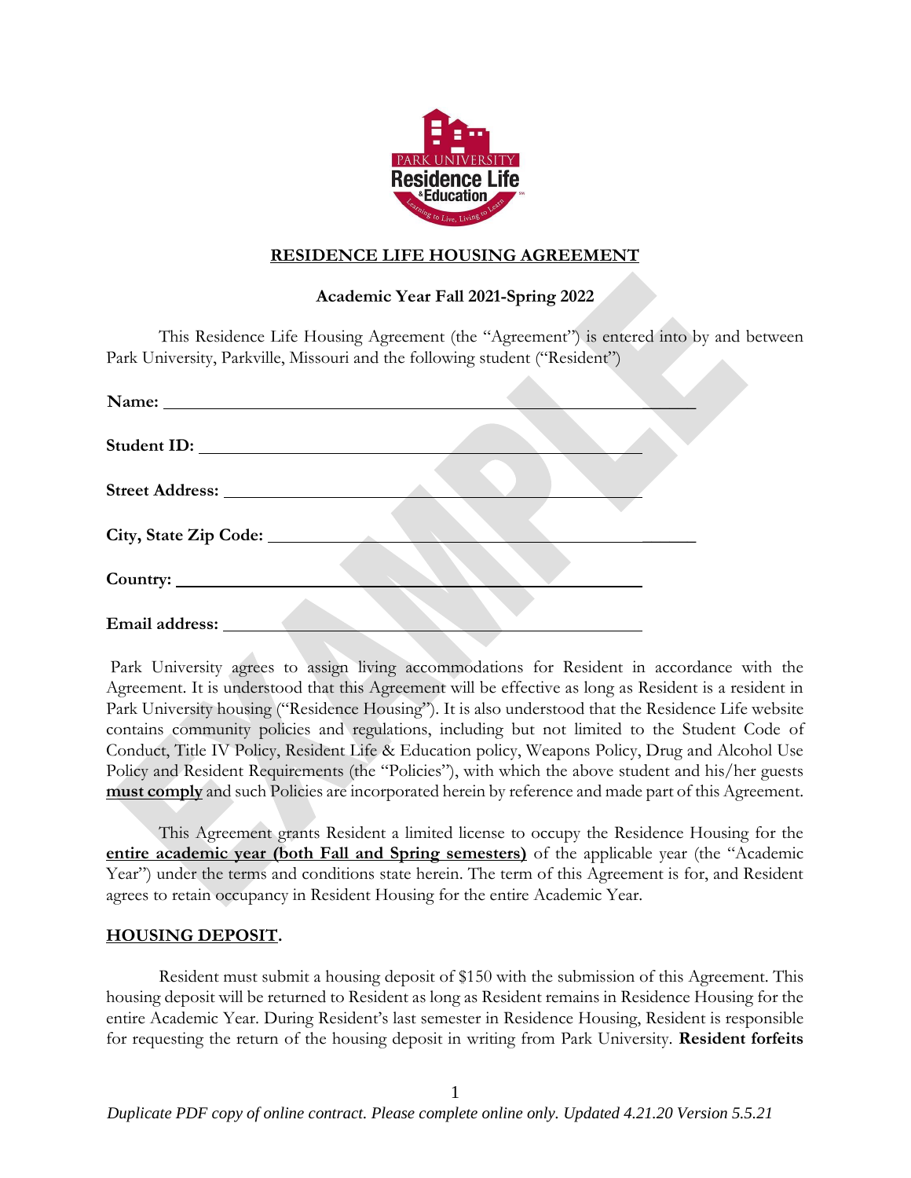# RESIDENCE LIFE HOUSING AGREEMENT

**Academic Year Fall 2021-Spring 2022**

This Residence Life Housing Agreement (the "Agreement") is entered into by and between Park University, Parkville, Missouri and the following student ("Resident")

**Name:** ______________________________________________

**Student ID:** ______________________________________________

**Street Address:** ______________________________________________

**City, State Zip Code:** ______________________________________________

**Country:** ______________________________________________

**Email address:** ______________________________________________

Park University agrees to assign living accommodations for Resident in accordance with the Agreement. It is understood that this Agreement will be effective as long as Resident is a resident in Park University housing ("Residence Housing"). It is also understood that the Residence Life website contains community policies and regulations, including but not limited to the Student Code of Conduct, Title IV Policy, Resident Life & Education policy, Weapons Policy, Drug and Alcohol Use Policy and Resident Requirements (the "Policies"), with which the above student and his/her guests **must comply** and such Policies are incorporated herein by reference and made part of this Agreement.

This Agreement grants Resident a limited license to occupy the Residence Housing for the **entire academic year (both Fall and Spring semesters)** of the applicable year (the "Academic Year") under the terms and conditions state herein. The term of this Agreement is for, and Resident agrees to retain occupancy in Resident Housing for the entire Academic Year.

## HOUSING DEPOSIT.

Resident must submit a housing deposit of $150 with the submission of this Agreement. This housing deposit will be returned to Resident as long as Resident remains in Residence Housing for the entire Academic Year. During Resident's last semester in Residence Housing, Resident is responsible for requesting the return of the housing deposit in writing from Park University. **Resident forfeits**

*Duplicate PDF copy of online contract. Please complete online only. Updated 4.21.20 Version 5.5.21*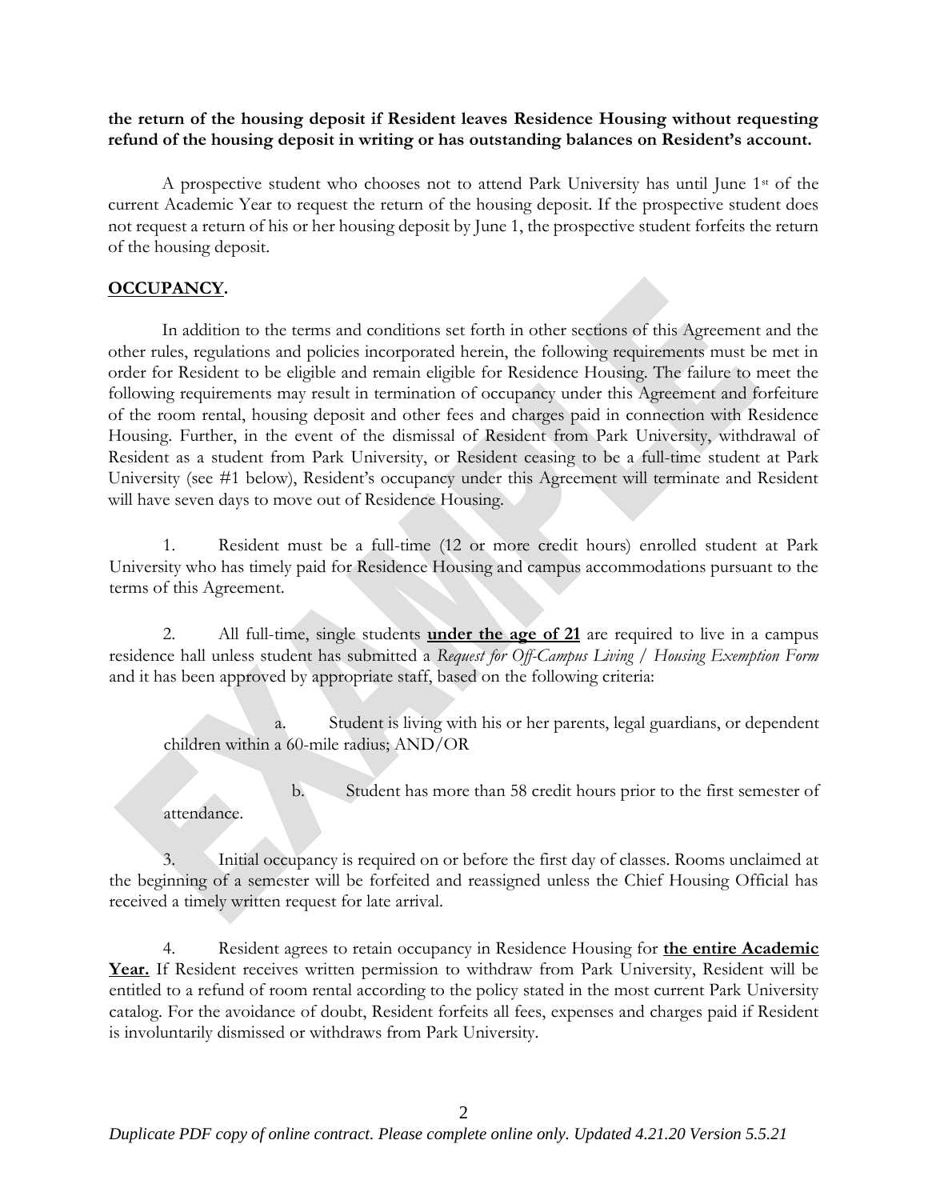**the return of the housing deposit if Resident leaves Residence Housing without requesting refund of the housing deposit in writing or has outstanding balances on Resident's account.**

A prospective student who chooses not to attend Park University has until June 1st of the current Academic Year to request the return of the housing deposit. If the prospective student does not request a return of his or her housing deposit by June 1, the prospective student forfeits the return of the housing deposit.

## **OCCUPANCY.**

In addition to the terms and conditions set forth in other sections of this Agreement and the other rules, regulations and policies incorporated herein, the following requirements must be met in order for Resident to be eligible and remain eligible for Residence Housing. The failure to meet the following requirements may result in termination of occupancy under this Agreement and forfeiture of the room rental, housing deposit and other fees and charges paid in connection with Residence Housing. Further, in the event of the dismissal of Resident from Park University, withdrawal of Resident as a student from Park University, or Resident ceasing to be a full-time student at Park University (see #1 below), Resident's occupancy under this Agreement will terminate and Resident will have seven days to move out of Residence Housing.

1. Resident must be a full-time (12 or more credit hours) enrolled student at Park University who has timely paid for Residence Housing and campus accommodations pursuant to the terms of this Agreement.

2. All full-time, single students **under the age of 21** are required to live in a campus residence hall unless student has submitted a *Request for Off-Campus Living / Housing Exemption Form* and it has been approved by appropriate staff, based on the following criteria:

   a. Student is living with his or her parents, legal guardians, or dependent children within a 60-mile radius; AND/OR

   b. Student has more than 58 credit hours prior to the first semester of attendance.

3. Initial occupancy is required on or before the first day of classes. Rooms unclaimed at the beginning of a semester will be forfeited and reassigned unless the Chief Housing Official has received a timely written request for late arrival.

4. Resident agrees to retain occupancy in Residence Housing for **the entire Academic Year.** If Resident receives written permission to withdraw from Park University, Resident will be entitled to a refund of room rental according to the policy stated in the most current Park University catalog. For the avoidance of doubt, Resident forfeits all fees, expenses and charges paid if Resident is involuntarily dismissed or withdraws from Park University.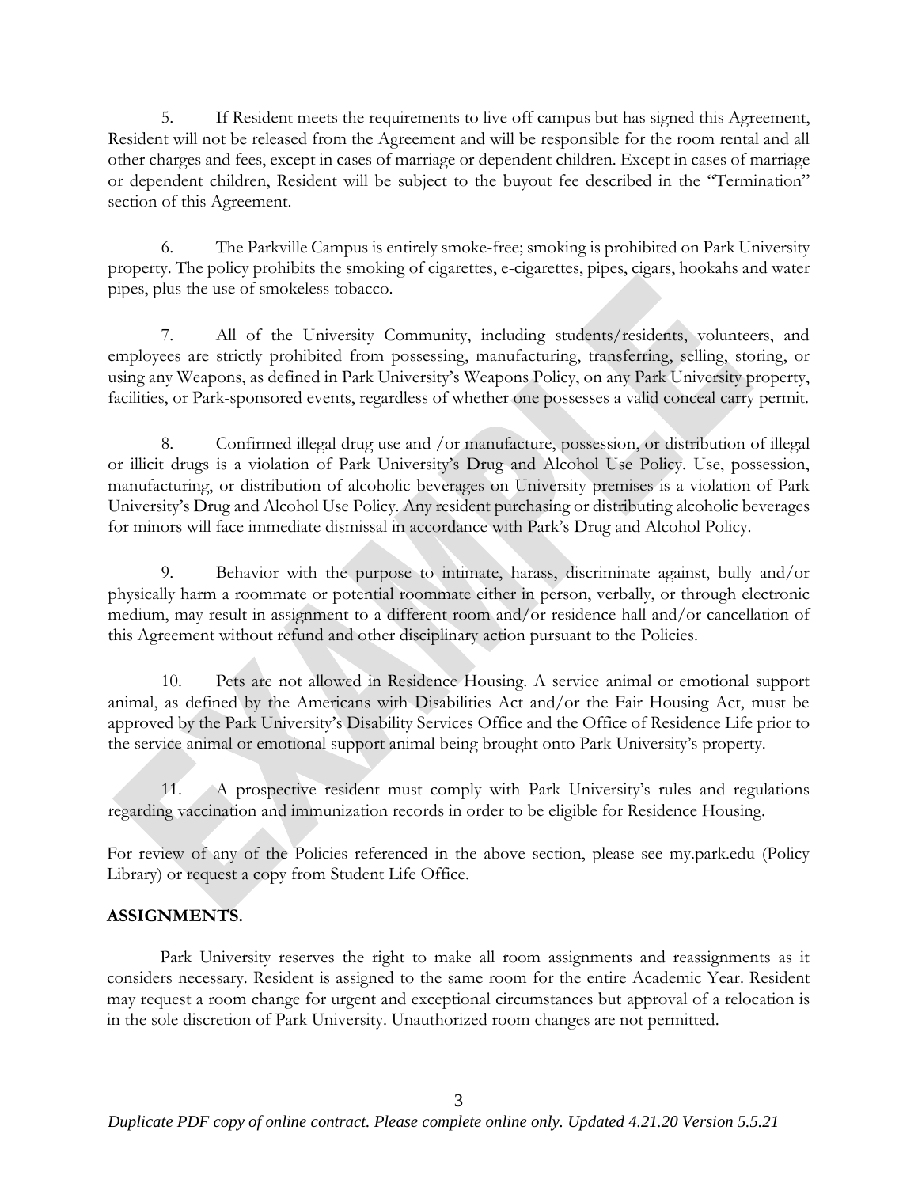5. If Resident meets the requirements to live off campus but has signed this Agreement, Resident will not be released from the Agreement and will be responsible for the room rental and all other charges and fees, except in cases of marriage or dependent children. Except in cases of marriage or dependent children, Resident will be subject to the buyout fee described in the "Termination" section of this Agreement.

6. The Parkville Campus is entirely smoke-free; smoking is prohibited on Park University property. The policy prohibits the smoking of cigarettes, e-cigarettes, pipes, cigars, hookahs and water pipes, plus the use of smokeless tobacco.

7. All of the University Community, including students/residents, volunteers, and employees are strictly prohibited from possessing, manufacturing, transferring, selling, storing, or using any Weapons, as defined in Park University's Weapons Policy, on any Park University property, facilities, or Park-sponsored events, regardless of whether one possesses a valid conceal carry permit.

8. Confirmed illegal drug use and /or manufacture, possession, or distribution of illegal or illicit drugs is a violation of Park University's Drug and Alcohol Use Policy. Use, possession, manufacturing, or distribution of alcoholic beverages on University premises is a violation of Park University's Drug and Alcohol Use Policy. Any resident purchasing or distributing alcoholic beverages for minors will face immediate dismissal in accordance with Park's Drug and Alcohol Policy.

9. Behavior with the purpose to intimate, harass, discriminate against, bully and/or physically harm a roommate or potential roommate either in person, verbally, or through electronic medium, may result in assignment to a different room and/or residence hall and/or cancellation of this Agreement without refund and other disciplinary action pursuant to the Policies.

10. Pets are not allowed in Residence Housing. A service animal or emotional support animal, as defined by the Americans with Disabilities Act and/or the Fair Housing Act, must be approved by the Park University's Disability Services Office and the Office of Residence Life prior to the service animal or emotional support animal being brought onto Park University's property.

11. A prospective resident must comply with Park University's rules and regulations regarding vaccination and immunization records in order to be eligible for Residence Housing.

For review of any of the Policies referenced in the above section, please see my.park.edu (Policy Library) or request a copy from Student Life Office.

**ASSIGNMENTS.**

Park University reserves the right to make all room assignments and reassignments as it considers necessary. Resident is assigned to the same room for the entire Academic Year. Resident may request a room change for urgent and exceptional circumstances but approval of a relocation is in the sole discretion of Park University. Unauthorized room changes are not permitted.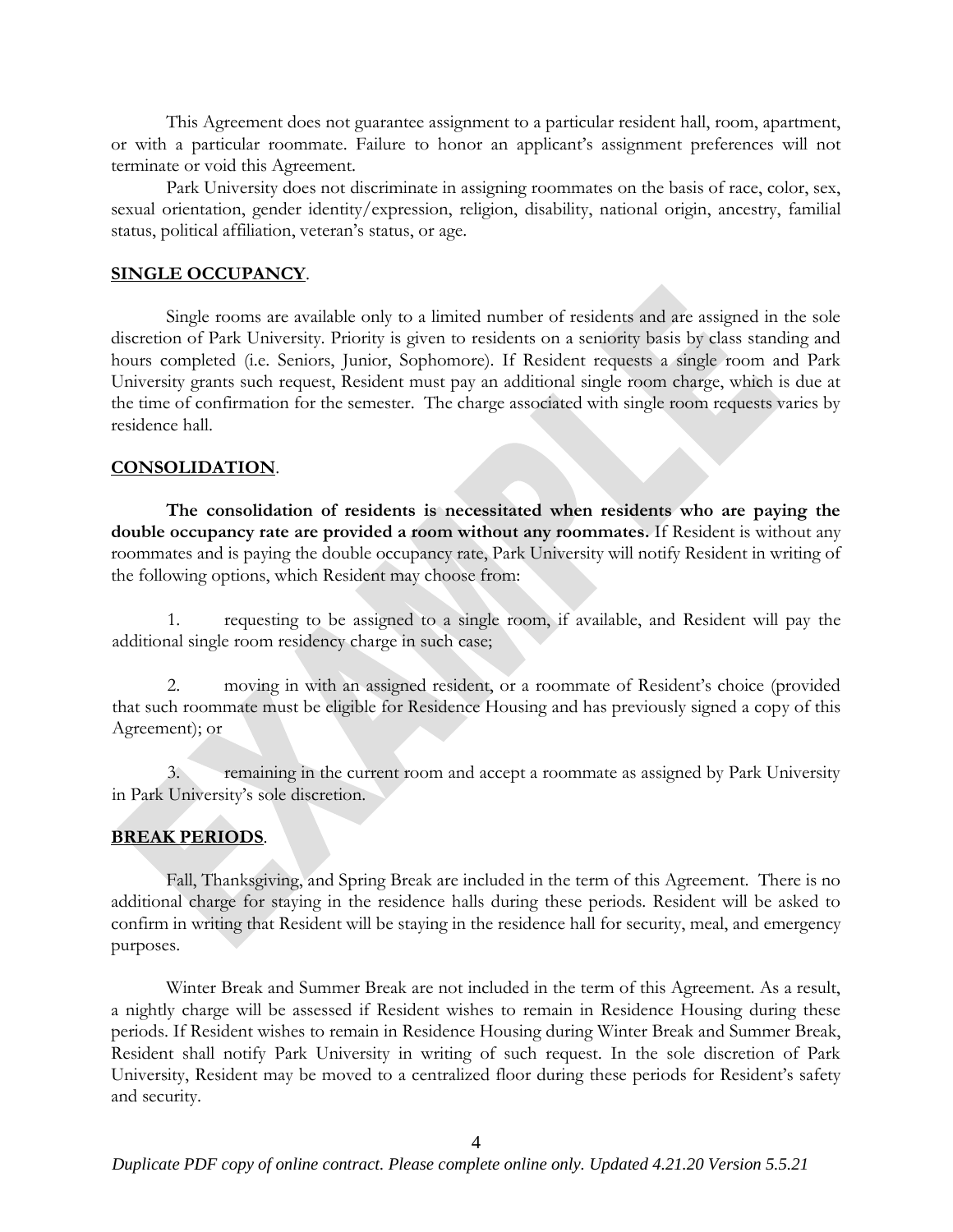This Agreement does not guarantee assignment to a particular resident hall, room, apartment, or with a particular roommate. Failure to honor an applicant's assignment preferences will not terminate or void this Agreement.

Park University does not discriminate in assigning roommates on the basis of race, color, sex, sexual orientation, gender identity/expression, religion, disability, national origin, ancestry, familial status, political affiliation, veteran's status, or age.

**SINGLE OCCUPANCY**.

Single rooms are available only to a limited number of residents and are assigned in the sole discretion of Park University. Priority is given to residents on a seniority basis by class standing and hours completed (i.e. Seniors, Junior, Sophomore). If Resident requests a single room and Park University grants such request, Resident must pay an additional single room charge, which is due at the time of confirmation for the semester. The charge associated with single room requests varies by residence hall.

**CONSOLIDATION**.

**The consolidation of residents is necessitated when residents who are paying the double occupancy rate are provided a room without any roommates.** If Resident is without any roommates and is paying the double occupancy rate, Park University will notify Resident in writing of the following options, which Resident may choose from:

1. requesting to be assigned to a single room, if available, and Resident will pay the additional single room residency charge in such case;

2. moving in with an assigned resident, or a roommate of Resident's choice (provided that such roommate must be eligible for Residence Housing and has previously signed a copy of this Agreement); or

3. remaining in the current room and accept a roommate as assigned by Park University in Park University's sole discretion.

**BREAK PERIODS**.

Fall, Thanksgiving, and Spring Break are included in the term of this Agreement. There is no additional charge for staying in the residence halls during these periods. Resident will be asked to confirm in writing that Resident will be staying in the residence hall for security, meal, and emergency purposes.

Winter Break and Summer Break are not included in the term of this Agreement. As a result, a nightly charge will be assessed if Resident wishes to remain in Residence Housing during these periods. If Resident wishes to remain in Residence Housing during Winter Break and Summer Break, Resident shall notify Park University in writing of such request. In the sole discretion of Park University, Resident may be moved to a centralized floor during these periods for Resident's safety and security.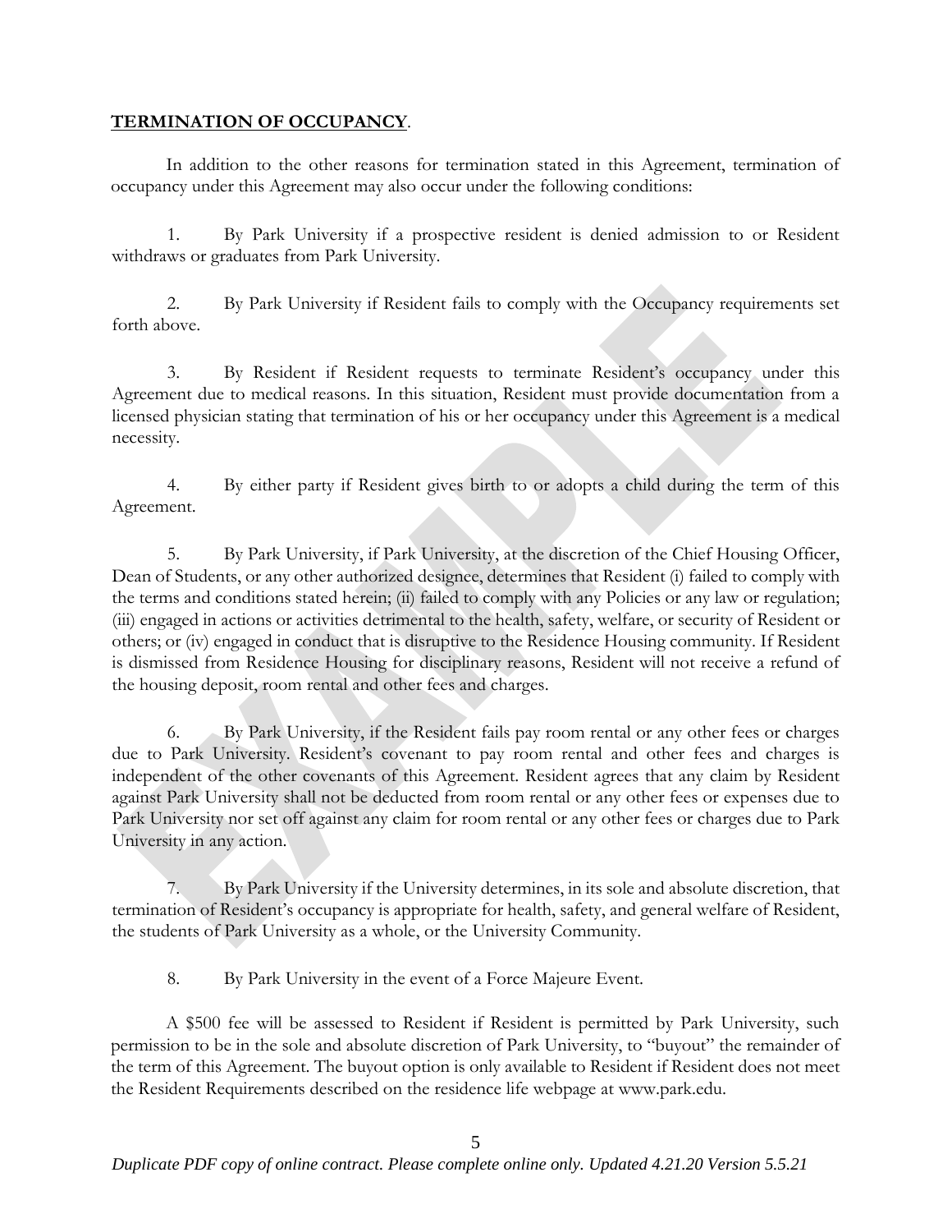**TERMINATION OF OCCUPANCY**.

In addition to the other reasons for termination stated in this Agreement, termination of occupancy under this Agreement may also occur under the following conditions:

1. By Park University if a prospective resident is denied admission to or Resident withdraws or graduates from Park University.

2. By Park University if Resident fails to comply with the Occupancy requirements set forth above.

3. By Resident if Resident requests to terminate Resident's occupancy under this Agreement due to medical reasons. In this situation, Resident must provide documentation from a licensed physician stating that termination of his or her occupancy under this Agreement is a medical necessity.

4. By either party if Resident gives birth to or adopts a child during the term of this Agreement.

5. By Park University, if Park University, at the discretion of the Chief Housing Officer, Dean of Students, or any other authorized designee, determines that Resident (i) failed to comply with the terms and conditions stated herein; (ii) failed to comply with any Policies or any law or regulation; (iii) engaged in actions or activities detrimental to the health, safety, welfare, or security of Resident or others; or (iv) engaged in conduct that is disruptive to the Residence Housing community. If Resident is dismissed from Residence Housing for disciplinary reasons, Resident will not receive a refund of the housing deposit, room rental and other fees and charges.

6. By Park University, if the Resident fails pay room rental or any other fees or charges due to Park University. Resident's covenant to pay room rental and other fees and charges is independent of the other covenants of this Agreement. Resident agrees that any claim by Resident against Park University shall not be deducted from room rental or any other fees or expenses due to Park University nor set off against any claim for room rental or any other fees or charges due to Park University in any action.

7. By Park University if the University determines, in its sole and absolute discretion, that termination of Resident's occupancy is appropriate for health, safety, and general welfare of Resident, the students of Park University as a whole, or the University Community.

8. By Park University in the event of a Force Majeure Event.

A $500 fee will be assessed to Resident if Resident is permitted by Park University, such permission to be in the sole and absolute discretion of Park University, to "buyout" the remainder of the term of this Agreement. The buyout option is only available to Resident if Resident does not meet the Resident Requirements described on the residence life webpage at www.park.edu.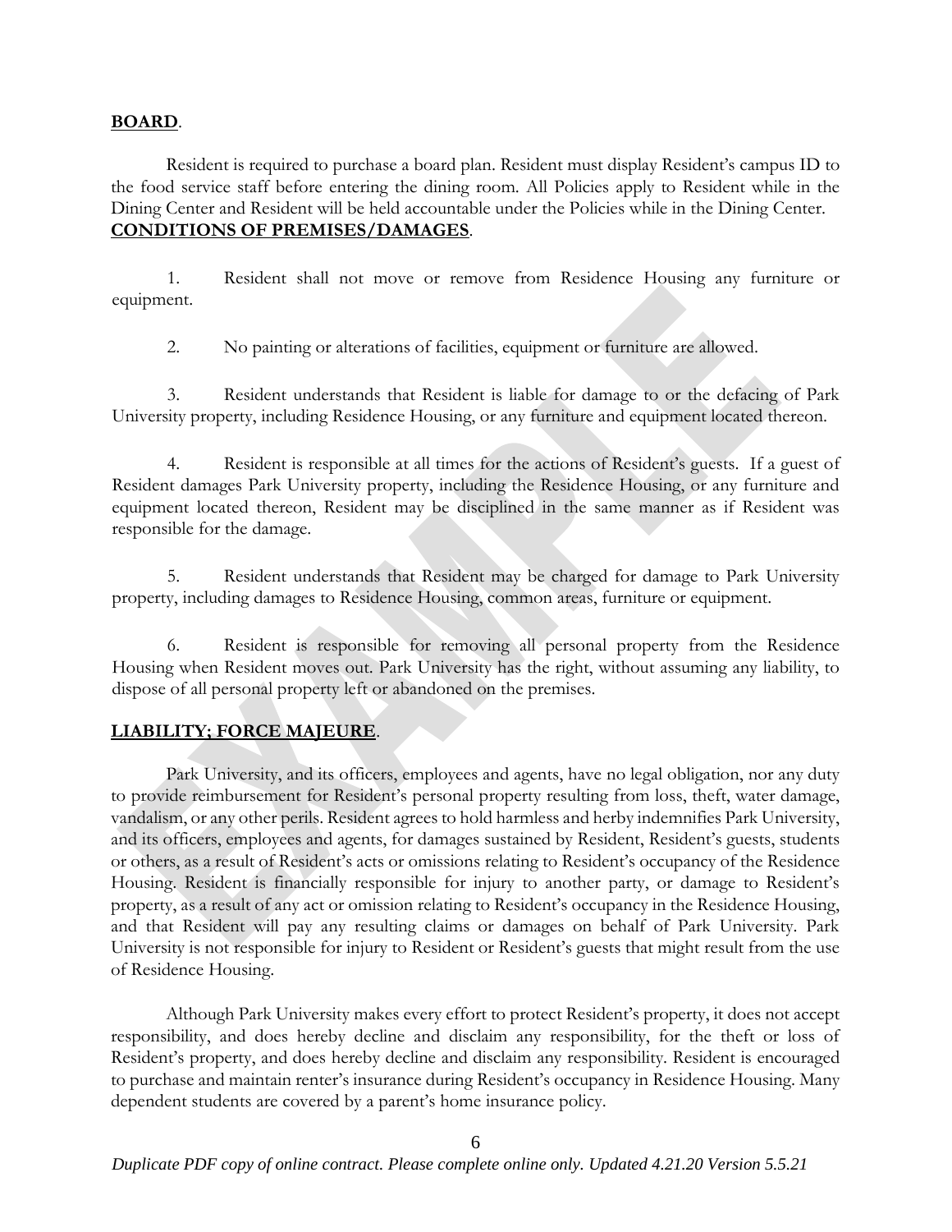**BOARD**.

Resident is required to purchase a board plan. Resident must display Resident's campus ID to the food service staff before entering the dining room. All Policies apply to Resident while in the Dining Center and Resident will be held accountable under the Policies while in the Dining Center.

**CONDITIONS OF PREMISES/DAMAGES**.

1. Resident shall not move or remove from Residence Housing any furniture or equipment.

2. No painting or alterations of facilities, equipment or furniture are allowed.

3. Resident understands that Resident is liable for damage to or the defacing of Park University property, including Residence Housing, or any furniture and equipment located thereon.

4. Resident is responsible at all times for the actions of Resident's guests. If a guest of Resident damages Park University property, including the Residence Housing, or any furniture and equipment located thereon, Resident may be disciplined in the same manner as if Resident was responsible for the damage.

5. Resident understands that Resident may be charged for damage to Park University property, including damages to Residence Housing, common areas, furniture or equipment.

6. Resident is responsible for removing all personal property from the Residence Housing when Resident moves out. Park University has the right, without assuming any liability, to dispose of all personal property left or abandoned on the premises.

**LIABILITY; FORCE MAJEURE**.

Park University, and its officers, employees and agents, have no legal obligation, nor any duty to provide reimbursement for Resident's personal property resulting from loss, theft, water damage, vandalism, or any other perils. Resident agrees to hold harmless and herby indemnifies Park University, and its officers, employees and agents, for damages sustained by Resident, Resident's guests, students or others, as a result of Resident's acts or omissions relating to Resident's occupancy of the Residence Housing. Resident is financially responsible for injury to another party, or damage to Resident's property, as a result of any act or omission relating to Resident's occupancy in the Residence Housing, and that Resident will pay any resulting claims or damages on behalf of Park University. Park University is not responsible for injury to Resident or Resident's guests that might result from the use of Residence Housing.

Although Park University makes every effort to protect Resident's property, it does not accept responsibility, and does hereby decline and disclaim any responsibility, for the theft or loss of Resident's property, and does hereby decline and disclaim any responsibility. Resident is encouraged to purchase and maintain renter's insurance during Resident's occupancy in Residence Housing. Many dependent students are covered by a parent's home insurance policy.

*Duplicate PDF copy of online contract. Please complete online only. Updated 4.21.20 Version 5.5.21*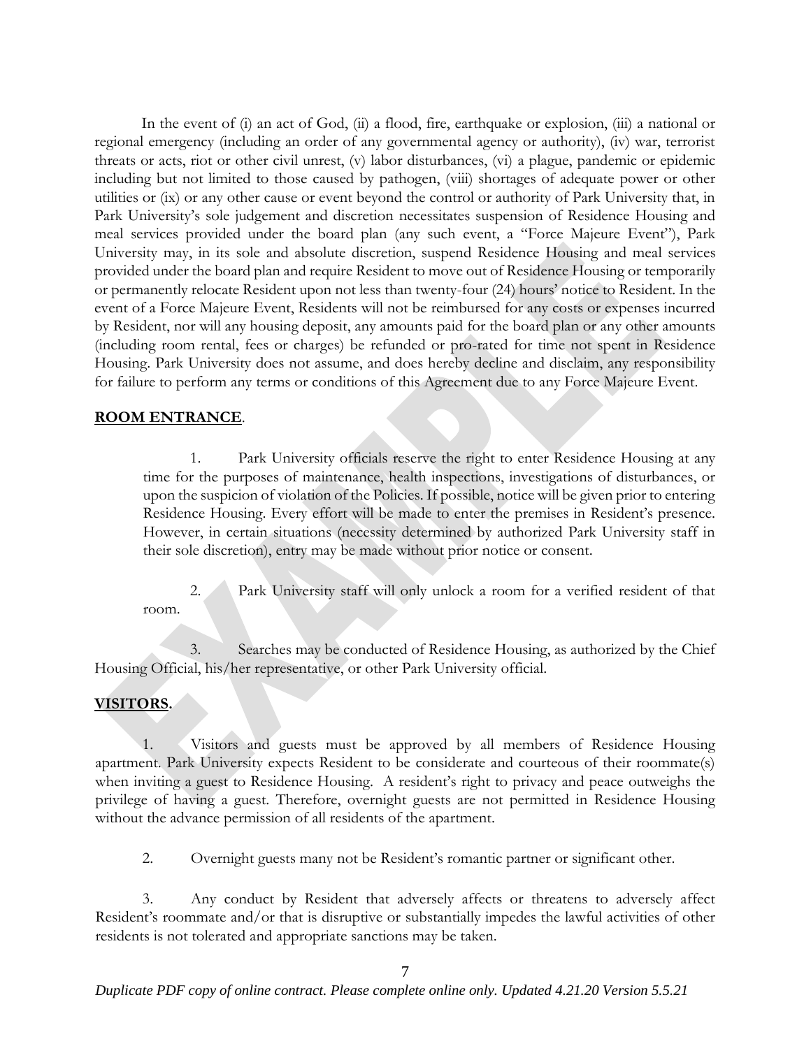In the event of (i) an act of God, (ii) a flood, fire, earthquake or explosion, (iii) a national or regional emergency (including an order of any governmental agency or authority), (iv) war, terrorist threats or acts, riot or other civil unrest, (v) labor disturbances, (vi) a plague, pandemic or epidemic including but not limited to those caused by pathogen, (viii) shortages of adequate power or other utilities or (ix) or any other cause or event beyond the control or authority of Park University that, in Park University's sole judgement and discretion necessitates suspension of Residence Housing and meal services provided under the board plan (any such event, a "Force Majeure Event"), Park University may, in its sole and absolute discretion, suspend Residence Housing and meal services provided under the board plan and require Resident to move out of Residence Housing or temporarily or permanently relocate Resident upon not less than twenty-four (24) hours' notice to Resident. In the event of a Force Majeure Event, Residents will not be reimbursed for any costs or expenses incurred by Resident, nor will any housing deposit, any amounts paid for the board plan or any other amounts (including room rental, fees or charges) be refunded or pro-rated for time not spent in Residence Housing. Park University does not assume, and does hereby decline and disclaim, any responsibility for failure to perform any terms or conditions of this Agreement due to any Force Majeure Event.

**ROOM ENTRANCE**.

1. Park University officials reserve the right to enter Residence Housing at any time for the purposes of maintenance, health inspections, investigations of disturbances, or upon the suspicion of violation of the Policies. If possible, notice will be given prior to entering Residence Housing. Every effort will be made to enter the premises in Resident's presence. However, in certain situations (necessity determined by authorized Park University staff in their sole discretion), entry may be made without prior notice or consent.

2. Park University staff will only unlock a room for a verified resident of that room.

3. Searches may be conducted of Residence Housing, as authorized by the Chief Housing Official, his/her representative, or other Park University official.

**VISITORS.**

1. Visitors and guests must be approved by all members of Residence Housing apartment. Park University expects Resident to be considerate and courteous of their roommate(s) when inviting a guest to Residence Housing. A resident's right to privacy and peace outweighs the privilege of having a guest. Therefore, overnight guests are not permitted in Residence Housing without the advance permission of all residents of the apartment.

2. Overnight guests many not be Resident's romantic partner or significant other.

3. Any conduct by Resident that adversely affects or threatens to adversely affect Resident's roommate and/or that is disruptive or substantially impedes the lawful activities of other residents is not tolerated and appropriate sanctions may be taken.

*Duplicate PDF copy of online contract. Please complete online only. Updated 4.21.20 Version 5.5.21*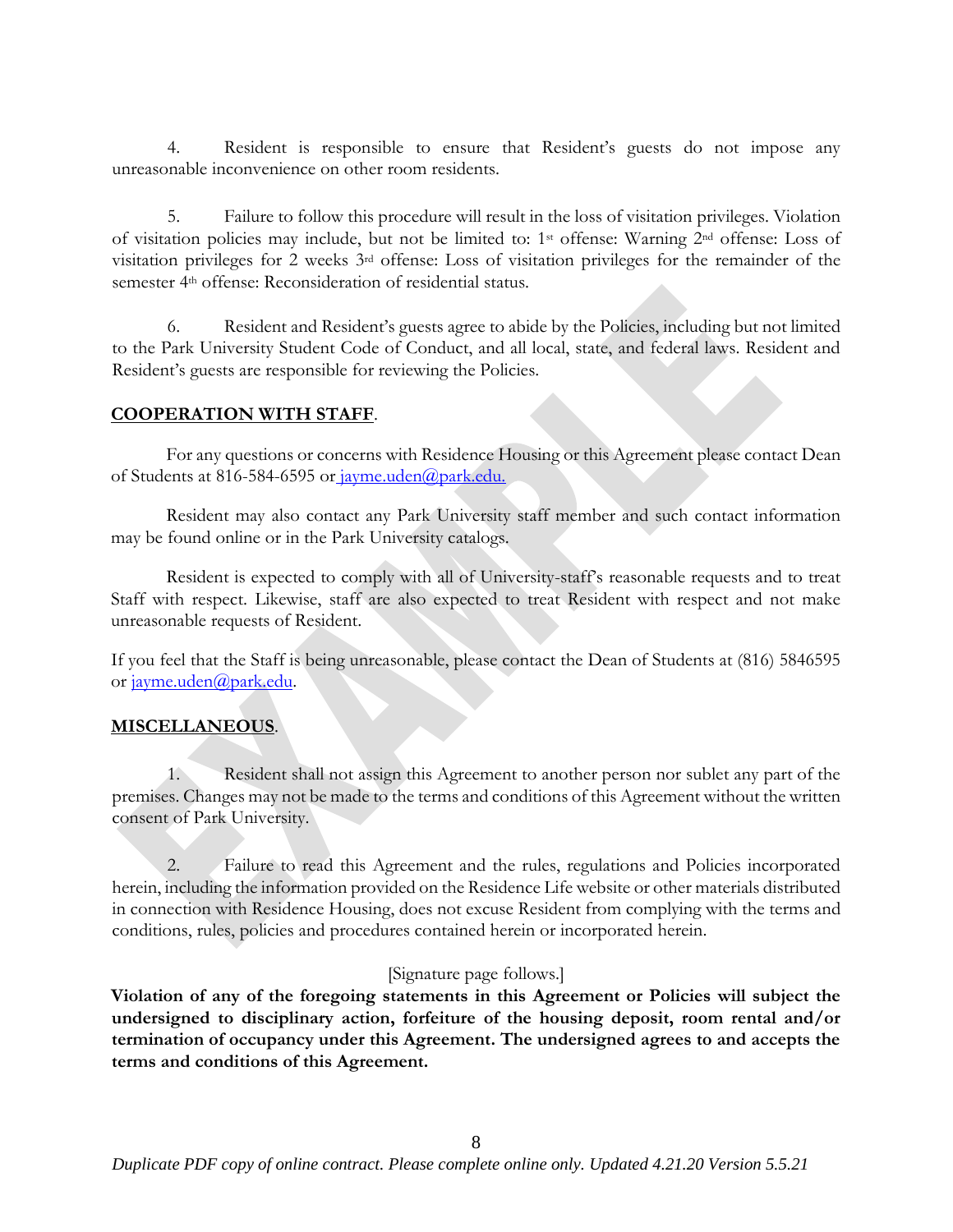4. Resident is responsible to ensure that Resident's guests do not impose any unreasonable inconvenience on other room residents.

5. Failure to follow this procedure will result in the loss of visitation privileges. Violation of visitation policies may include, but not be limited to: 1st offense: Warning 2nd offense: Loss of visitation privileges for 2 weeks 3rd offense: Loss of visitation privileges for the remainder of the semester 4th offense: Reconsideration of residential status.

6. Resident and Resident's guests agree to abide by the Policies, including but not limited to the Park University Student Code of Conduct, and all local, state, and federal laws. Resident and Resident's guests are responsible for reviewing the Policies.

**COOPERATION WITH STAFF**.

For any questions or concerns with Residence Housing or this Agreement please contact Dean of Students at 816-584-6595 or jayme.uden@park.edu.

Resident may also contact any Park University staff member and such contact information may be found online or in the Park University catalogs.

Resident is expected to comply with all of University-staff's reasonable requests and to treat Staff with respect. Likewise, staff are also expected to treat Resident with respect and not make unreasonable requests of Resident.

If you feel that the Staff is being unreasonable, please contact the Dean of Students at (816) 5846595 or jayme.uden@park.edu.

**MISCELLANEOUS**.

1. Resident shall not assign this Agreement to another person nor sublet any part of the premises. Changes may not be made to the terms and conditions of this Agreement without the written consent of Park University.

2. Failure to read this Agreement and the rules, regulations and Policies incorporated herein, including the information provided on the Residence Life website or other materials distributed in connection with Residence Housing, does not excuse Resident from complying with the terms and conditions, rules, policies and procedures contained herein or incorporated herein.

[Signature page follows.]

**Violation of any of the foregoing statements in this Agreement or Policies will subject the undersigned to disciplinary action, forfeiture of the housing deposit, room rental and/or termination of occupancy under this Agreement. The undersigned agrees to and accepts the terms and conditions of this Agreement.**

*Duplicate PDF copy of online contract. Please complete online only. Updated 4.21.20 Version 5.5.21*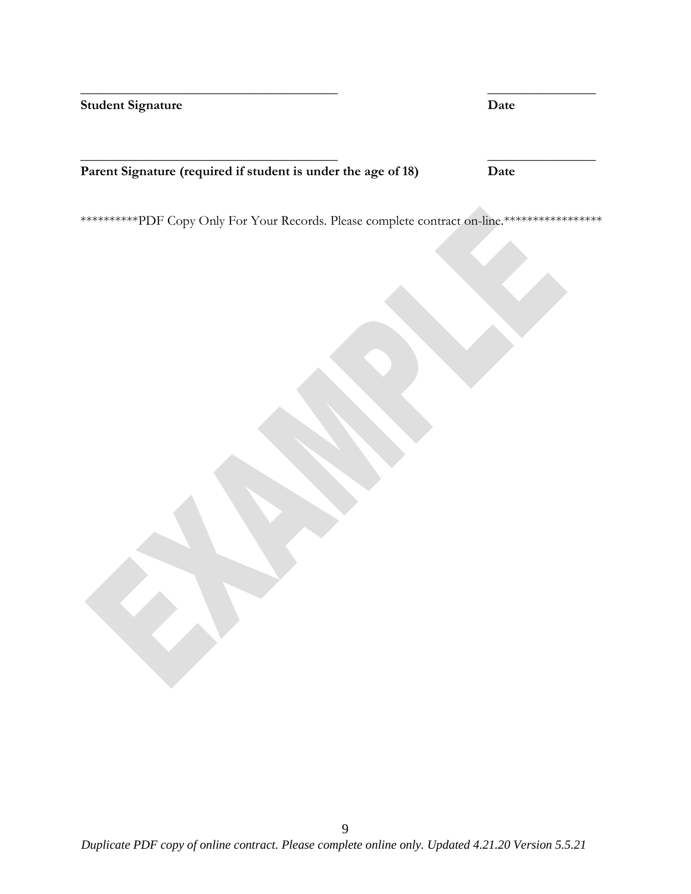_______________________________________ _______________

**Student Signature** **Date**

_______________________________________ _______________

**Parent Signature (required if student is under the age of 18)** **Date**

**********PDF Copy Only For Your Records. Please complete contract on-line.*****************

*Duplicate PDF copy of online contract. Please complete online only. Updated 4.21.20 Version 5.5.21*